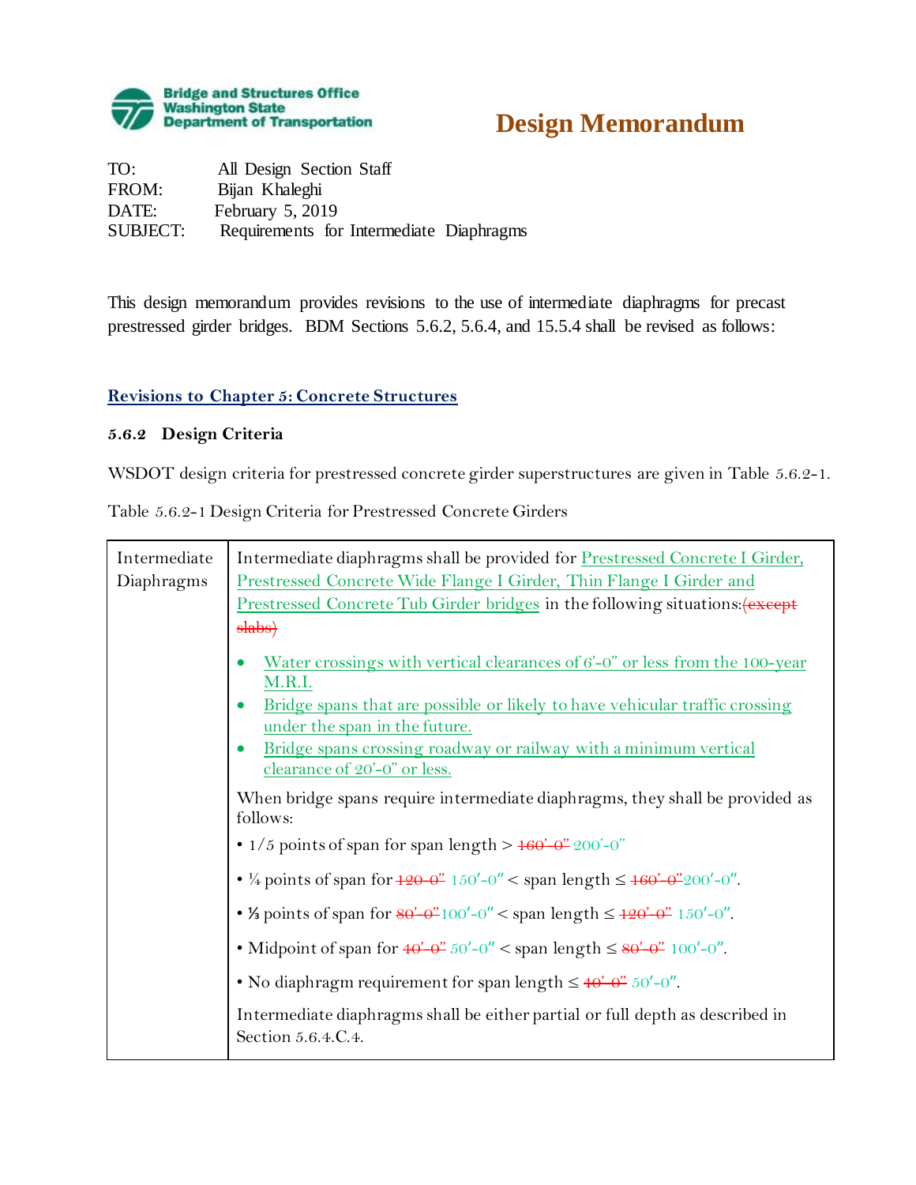**Bridge and Structures Office**
**Washington State**
**Department of Transportation**

# Design Memorandum

TO: All Design Section Staff
FROM: Bijan Khaleghi
DATE: February 5, 2019
SUBJECT: Requirements for Intermediate Diaphragms

This design memorandum provides revisions to the use of intermediate diaphragms for precast prestressed girder bridges. BDM Sections 5.6.2, 5.6.4, and 15.5.4 shall be revised as follows:

## Revisions to Chapter 5: Concrete Structures

### 5.6.2 Design Criteria

WSDOT design criteria for prestressed concrete girder superstructures are given in Table 5.6.2-1.

Table 5.6.2-1 Design Criteria for Prestressed Concrete Girders

| | |
|---|---|
| Intermediate Diaphragms | Intermediate diaphragms shall be provided for Prestressed Concrete I Girder, Prestressed Concrete Wide Flange I Girder, Thin Flange I Girder and Prestressed Concrete Tub Girder bridges in the following situations:~~(except slabs)~~<br><br>• Water crossings with vertical clearances of 6'-0" or less from the 100-year M.R.I.<br>• Bridge spans that are possible or likely to have vehicular traffic crossing under the span in the future.<br>• Bridge spans crossing roadway or railway with a minimum vertical clearance of 20'-0" or less.<br><br>When bridge spans require intermediate diaphragms, they shall be provided as follows:<br><br>• 1/5 points of span for span length > ~~160'-0"~~ 200'-0"<br><br>• ¼ points of span for ~~120-0"~~ 150′-0″ < span length ≤ ~~160'-0"~~200′-0″.<br><br>• ⅓ points of span for ~~80'-0"~~100′-0″ < span length ≤ ~~120'-0"~~ 150′-0″.<br><br>• Midpoint of span for ~~40'-0"~~ 50′-0″ < span length ≤ ~~80'-0"~~ 100′-0″.<br><br>• No diaphragm requirement for span length ≤ ~~40'-0"~~ 50′-0″.<br><br>Intermediate diaphragms shall be either partial or full depth as described in Section 5.6.4.C.4. |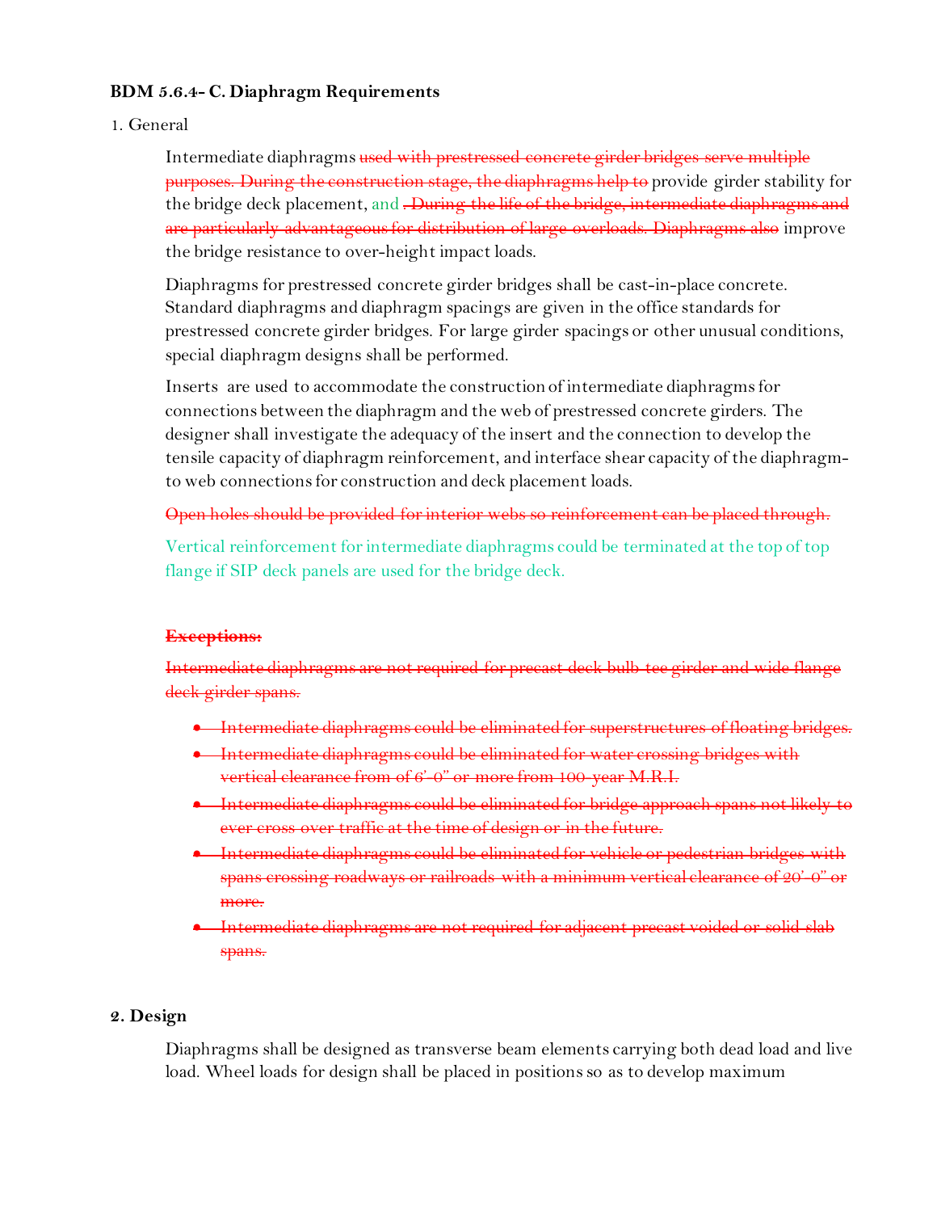**BDM 5.6.4- C. Diaphragm Requirements**

1. General

Intermediate diaphragms ~~used with prestressed concrete girder bridges serve multiple purposes. During the construction stage, the diaphragms help to~~ provide girder stability for the bridge deck placement, and ~~. During the life of the bridge, intermediate diaphragms and are particularly advantageous for distribution of large overloads. Diaphragms also~~ improve the bridge resistance to over-height impact loads.

Diaphragms for prestressed concrete girder bridges shall be cast-in-place concrete. Standard diaphragms and diaphragm spacings are given in the office standards for prestressed concrete girder bridges. For large girder spacings or other unusual conditions, special diaphragm designs shall be performed.

Inserts are used to accommodate the construction of intermediate diaphragms for connections between the diaphragm and the web of prestressed concrete girders. The designer shall investigate the adequacy of the insert and the connection to develop the tensile capacity of diaphragm reinforcement, and interface shear capacity of the diaphragm-to web connections for construction and deck placement loads.

~~Open holes should be provided for interior webs so reinforcement can be placed through.~~

Vertical reinforcement for intermediate diaphragms could be terminated at the top of top flange if SIP deck panels are used for the bridge deck.

~~**Exceptions:**~~

~~Intermediate diaphragms are not required for precast deck bulb-tee girder and wide flange deck girder spans.~~

- ~~Intermediate diaphragms could be eliminated for superstructures of floating bridges.~~
- ~~Intermediate diaphragms could be eliminated for water crossing bridges with vertical clearance from of 6'-0" or more from 100-year M.R.I.~~
- ~~Intermediate diaphragms could be eliminated for bridge approach spans not likely to ever cross over traffic at the time of design or in the future.~~
- ~~Intermediate diaphragms could be eliminated for vehicle or pedestrian bridges with spans crossing roadways or railroads with a minimum vertical clearance of 20'-0" or more.~~
- ~~Intermediate diaphragms are not required for adjacent precast voided or solid slab spans.~~

**2. Design**

Diaphragms shall be designed as transverse beam elements carrying both dead load and live load. Wheel loads for design shall be placed in positions so as to develop maximum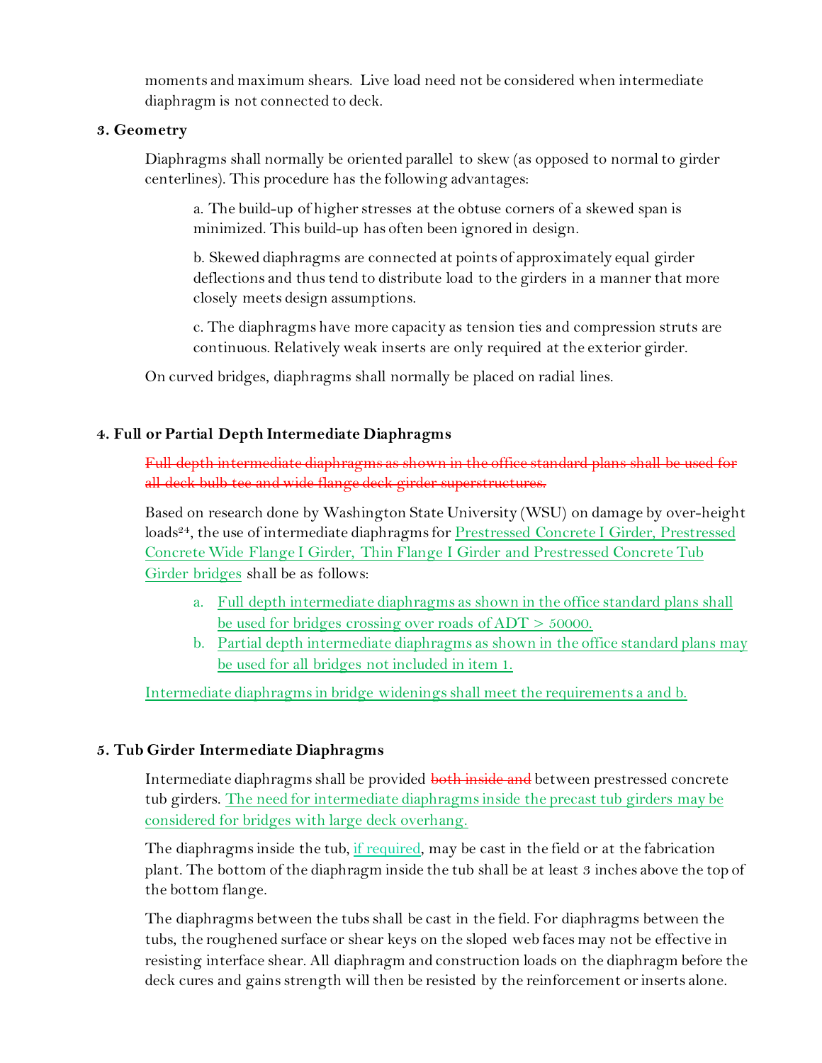moments and maximum shears. Live load need not be considered when intermediate diaphragm is not connected to deck.

### 3. Geometry

Diaphragms shall normally be oriented parallel to skew (as opposed to normal to girder centerlines). This procedure has the following advantages:

a. The build-up of higher stresses at the obtuse corners of a skewed span is minimized. This build-up has often been ignored in design.

b. Skewed diaphragms are connected at points of approximately equal girder deflections and thus tend to distribute load to the girders in a manner that more closely meets design assumptions.

c. The diaphragms have more capacity as tension ties and compression struts are continuous. Relatively weak inserts are only required at the exterior girder.

On curved bridges, diaphragms shall normally be placed on radial lines.

### 4. Full or Partial Depth Intermediate Diaphragms

~~Full depth intermediate diaphragms as shown in the office standard plans shall be used for all deck bulb tee and wide flange deck girder superstructures.~~

Based on research done by Washington State University (WSU) on damage by over-height loads[24], the use of intermediate diaphragms for Prestressed Concrete I Girder, Prestressed Concrete Wide Flange I Girder, Thin Flange I Girder and Prestressed Concrete Tub Girder bridges shall be as follows:

a. Full depth intermediate diaphragms as shown in the office standard plans shall be used for bridges crossing over roads of ADT > 50000.
b. Partial depth intermediate diaphragms as shown in the office standard plans may be used for all bridges not included in item 1.

Intermediate diaphragms in bridge widenings shall meet the requirements a and b.

### 5. Tub Girder Intermediate Diaphragms

Intermediate diaphragms shall be provided ~~both inside and~~ between prestressed concrete tub girders. The need for intermediate diaphragms inside the precast tub girders may be considered for bridges with large deck overhang.

The diaphragms inside the tub, if required, may be cast in the field or at the fabrication plant. The bottom of the diaphragm inside the tub shall be at least 3 inches above the top of the bottom flange.

The diaphragms between the tubs shall be cast in the field. For diaphragms between the tubs, the roughened surface or shear keys on the sloped web faces may not be effective in resisting interface shear. All diaphragm and construction loads on the diaphragm before the deck cures and gains strength will then be resisted by the reinforcement or inserts alone.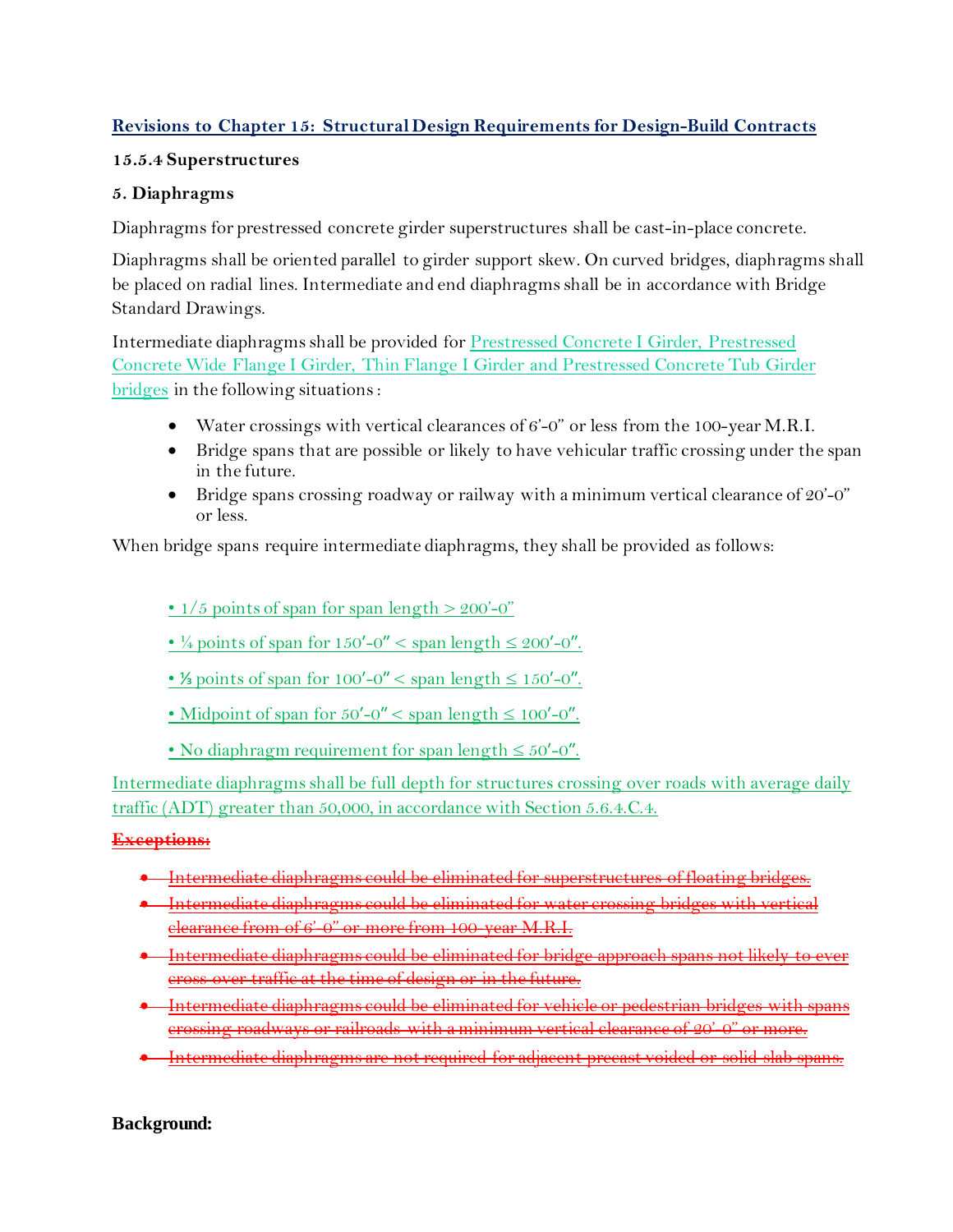## Revisions to Chapter 15: Structural Design Requirements for Design-Build Contracts

### 15.5.4 Superstructures

**5. Diaphragms**

Diaphragms for prestressed concrete girder superstructures shall be cast-in-place concrete.

Diaphragms shall be oriented parallel to girder support skew. On curved bridges, diaphragms shall be placed on radial lines. Intermediate and end diaphragms shall be in accordance with Bridge Standard Drawings.

Intermediate diaphragms shall be provided for Prestressed Concrete I Girder, Prestressed Concrete Wide Flange I Girder, Thin Flange I Girder and Prestressed Concrete Tub Girder bridges in the following situations :

- Water crossings with vertical clearances of 6'-0" or less from the 100-year M.R.I.
- Bridge spans that are possible or likely to have vehicular traffic crossing under the span in the future.
- Bridge spans crossing roadway or railway with a minimum vertical clearance of 20'-0" or less.

When bridge spans require intermediate diaphragms, they shall be provided as follows:

- 1/5 points of span for span length > 200'-0"
- ¼ points of span for 150′-0″ < span length ≤ 200′-0″.
- ⅓ points of span for 100′-0″ < span length ≤ 150′-0″.
- Midpoint of span for 50′-0″ < span length ≤ 100′-0″.
- No diaphragm requirement for span length ≤ 50′-0″.

Intermediate diaphragms shall be full depth for structures crossing over roads with average daily traffic (ADT) greater than 50,000, in accordance with Section 5.6.4.C.4.

~~**Exceptions:**~~

- ~~Intermediate diaphragms could be eliminated for superstructures of floating bridges.~~
- ~~Intermediate diaphragms could be eliminated for water crossing bridges with vertical clearance from of 6'-0" or more from 100-year M.R.I.~~
- ~~Intermediate diaphragms could be eliminated for bridge approach spans not likely to ever cross over traffic at the time of design or in the future.~~
- ~~Intermediate diaphragms could be eliminated for vehicle or pedestrian bridges with spans crossing roadways or railroads with a minimum vertical clearance of 20'-0" or more.~~
- ~~Intermediate diaphragms are not required for adjacent precast voided or solid slab spans.~~

**Background:**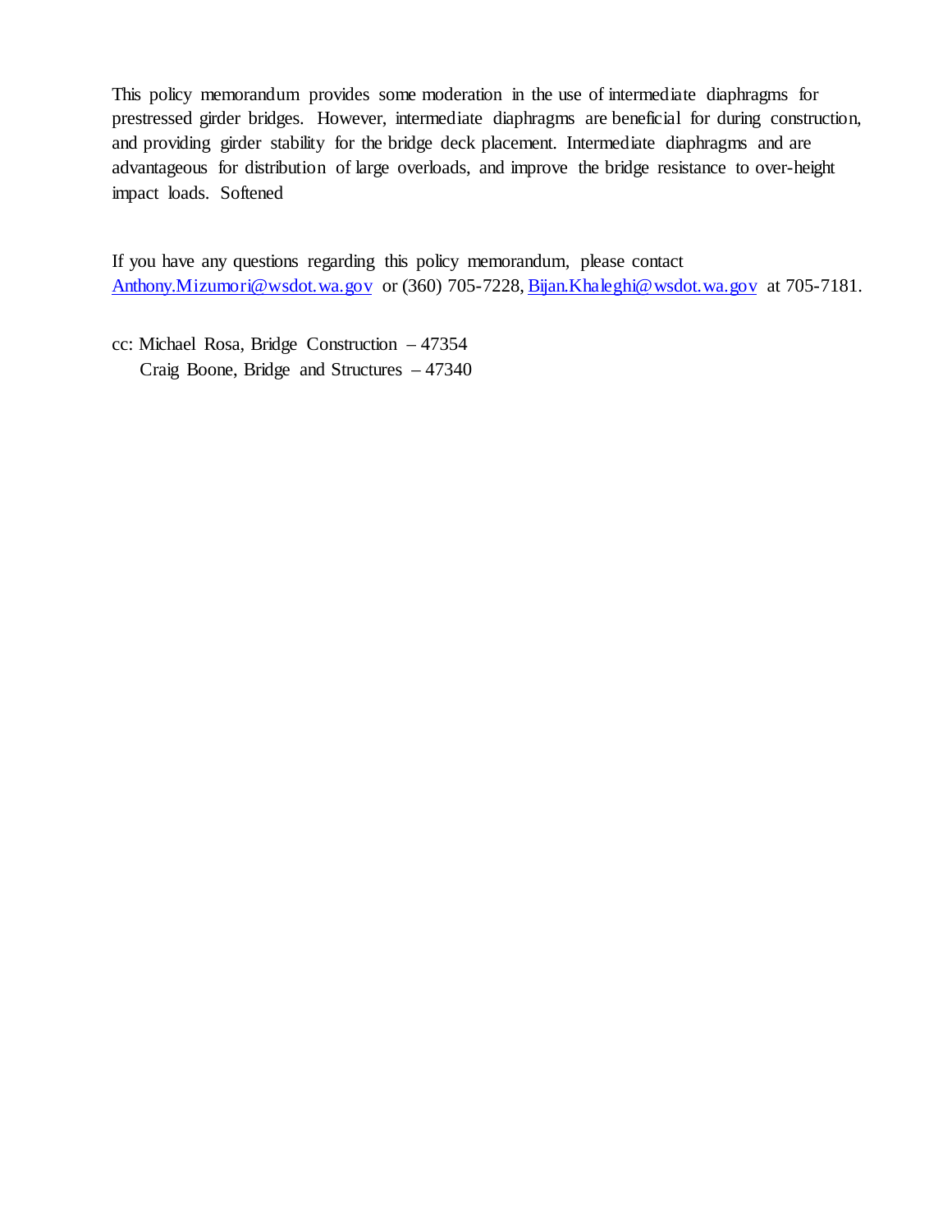This policy memorandum provides some moderation in the use of intermediate diaphragms for prestressed girder bridges. However, intermediate diaphragms are beneficial for during construction, and providing girder stability for the bridge deck placement. Intermediate diaphragms and are advantageous for distribution of large overloads, and improve the bridge resistance to over-height impact loads. Softened

If you have any questions regarding this policy memorandum, please contact Anthony.Mizumori@wsdot.wa.gov or (360) 705-7228, Bijan.Khaleghi@wsdot.wa.gov at 705-7181.

cc: Michael Rosa, Bridge Construction – 47354
Craig Boone, Bridge and Structures – 47340